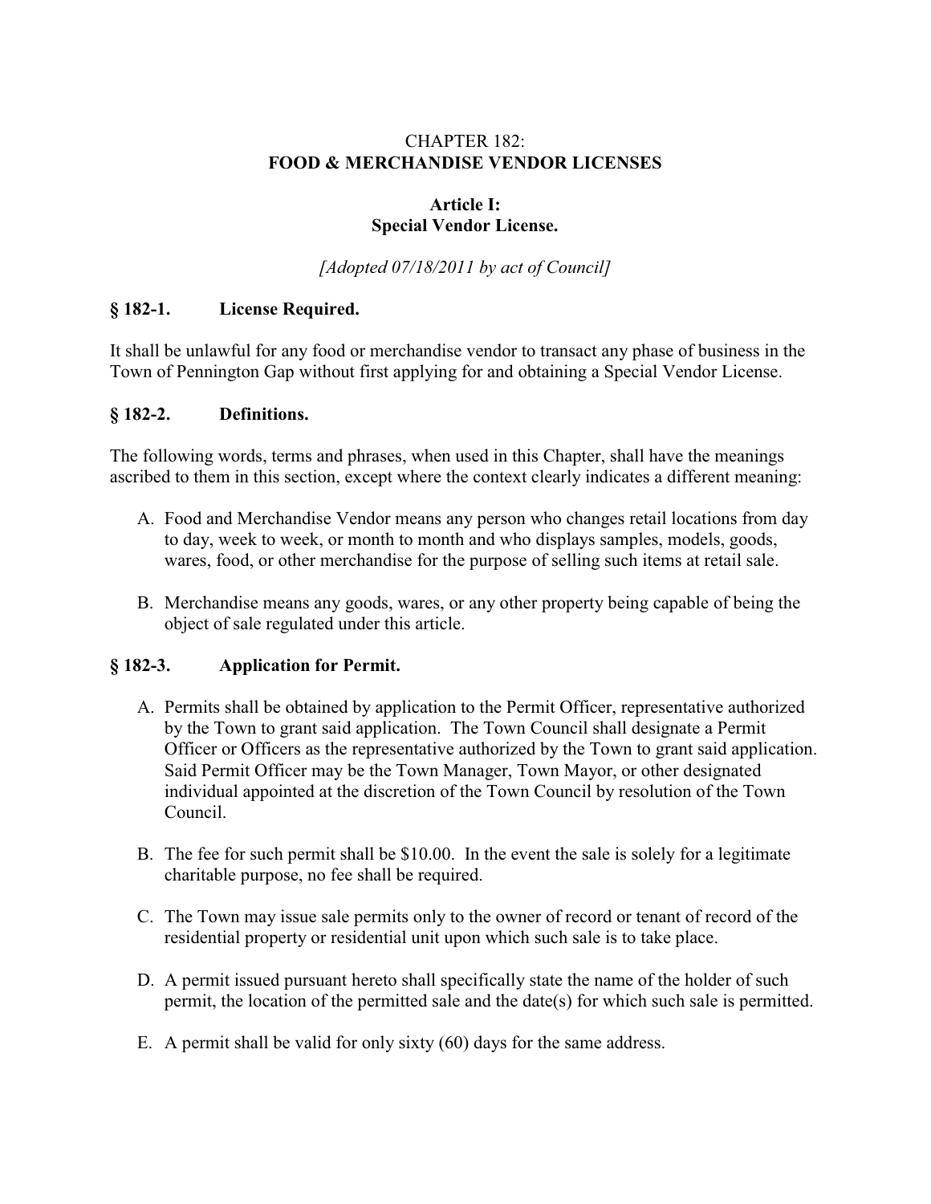# CHAPTER 182:
# FOOD & MERCHANDISE VENDOR LICENSES

## Article I:
## Special Vendor License.

*[Adopted 07/18/2011 by act of Council]*

### § 182-1. License Required.

It shall be unlawful for any food or merchandise vendor to transact any phase of business in the Town of Pennington Gap without first applying for and obtaining a Special Vendor License.

### § 182-2. Definitions.

The following words, terms and phrases, when used in this Chapter, shall have the meanings ascribed to them in this section, except where the context clearly indicates a different meaning:

A. Food and Merchandise Vendor means any person who changes retail locations from day to day, week to week, or month to month and who displays samples, models, goods, wares, food, or other merchandise for the purpose of selling such items at retail sale.

B. Merchandise means any goods, wares, or any other property being capable of being the object of sale regulated under this article.

### § 182-3. Application for Permit.

A. Permits shall be obtained by application to the Permit Officer, representative authorized by the Town to grant said application. The Town Council shall designate a Permit Officer or Officers as the representative authorized by the Town to grant said application. Said Permit Officer may be the Town Manager, Town Mayor, or other designated individual appointed at the discretion of the Town Council by resolution of the Town Council.

B. The fee for such permit shall be $10.00. In the event the sale is solely for a legitimate charitable purpose, no fee shall be required.

C. The Town may issue sale permits only to the owner of record or tenant of record of the residential property or residential unit upon which such sale is to take place.

D. A permit issued pursuant hereto shall specifically state the name of the holder of such permit, the location of the permitted sale and the date(s) for which such sale is permitted.

E. A permit shall be valid for only sixty (60) days for the same address.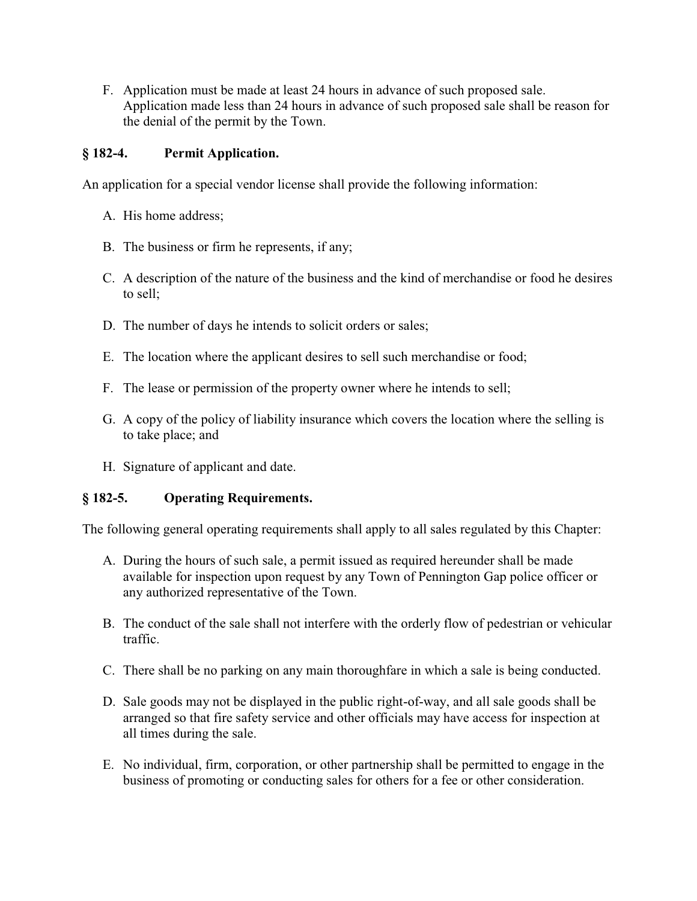F. Application must be made at least 24 hours in advance of such proposed sale. Application made less than 24 hours in advance of such proposed sale shall be reason for the denial of the permit by the Town.

### § 182-4. Permit Application.

An application for a special vendor license shall provide the following information:

A. His home address;

B. The business or firm he represents, if any;

C. A description of the nature of the business and the kind of merchandise or food he desires to sell;

D. The number of days he intends to solicit orders or sales;

E. The location where the applicant desires to sell such merchandise or food;

F. The lease or permission of the property owner where he intends to sell;

G. A copy of the policy of liability insurance which covers the location where the selling is to take place; and

H. Signature of applicant and date.

### § 182-5. Operating Requirements.

The following general operating requirements shall apply to all sales regulated by this Chapter:

A. During the hours of such sale, a permit issued as required hereunder shall be made available for inspection upon request by any Town of Pennington Gap police officer or any authorized representative of the Town.

B. The conduct of the sale shall not interfere with the orderly flow of pedestrian or vehicular traffic.

C. There shall be no parking on any main thoroughfare in which a sale is being conducted.

D. Sale goods may not be displayed in the public right-of-way, and all sale goods shall be arranged so that fire safety service and other officials may have access for inspection at all times during the sale.

E. No individual, firm, corporation, or other partnership shall be permitted to engage in the business of promoting or conducting sales for others for a fee or other consideration.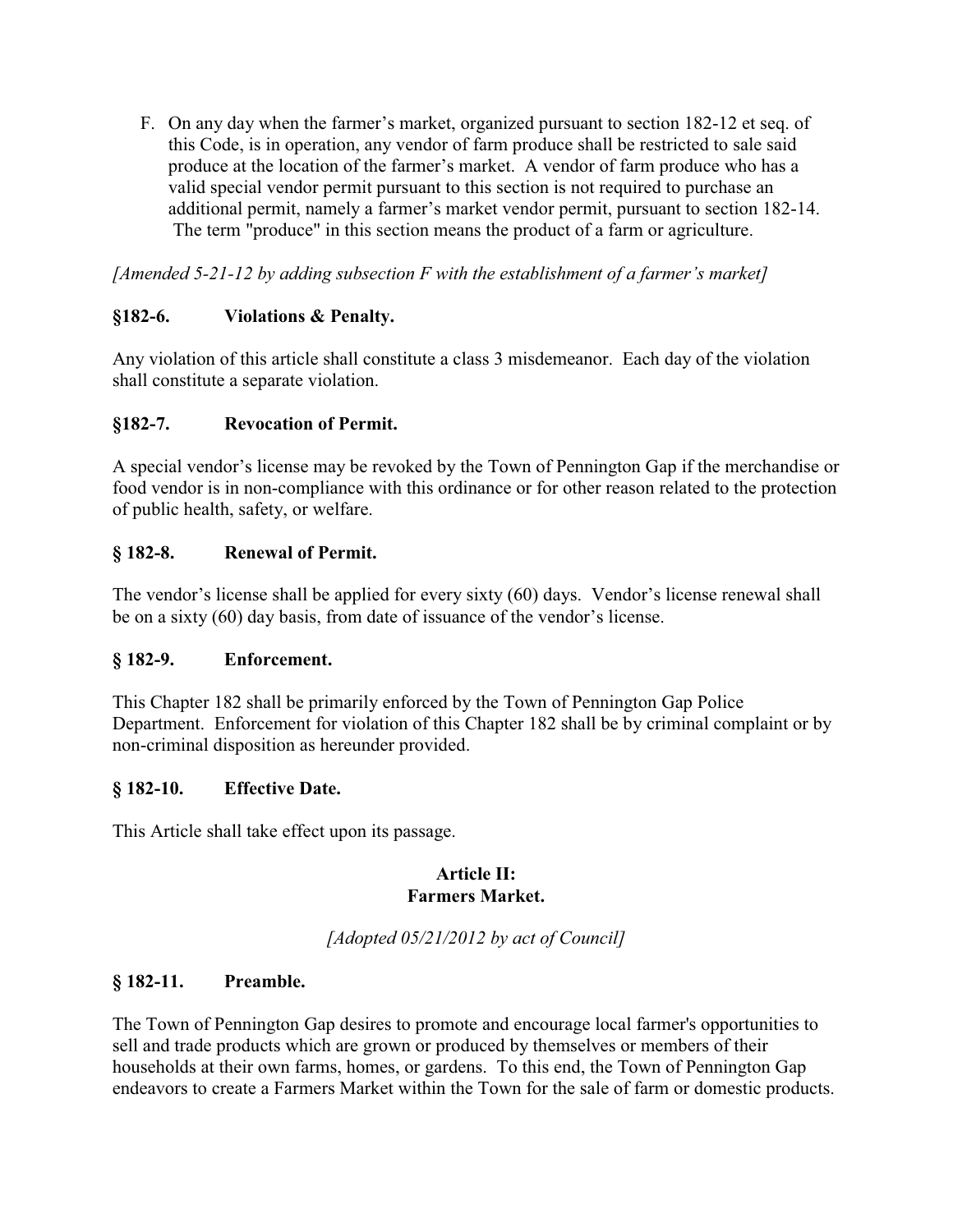F. On any day when the farmer's market, organized pursuant to section 182-12 et seq. of this Code, is in operation, any vendor of farm produce shall be restricted to sale said produce at the location of the farmer's market. A vendor of farm produce who has a valid special vendor permit pursuant to this section is not required to purchase an additional permit, namely a farmer's market vendor permit, pursuant to section 182-14. The term "produce" in this section means the product of a farm or agriculture.

*[Amended 5-21-12 by adding subsection F with the establishment of a farmer's market]*

### §182-6. Violations & Penalty.

Any violation of this article shall constitute a class 3 misdemeanor. Each day of the violation shall constitute a separate violation.

### §182-7. Revocation of Permit.

A special vendor's license may be revoked by the Town of Pennington Gap if the merchandise or food vendor is in non-compliance with this ordinance or for other reason related to the protection of public health, safety, or welfare.

### § 182-8. Renewal of Permit.

The vendor's license shall be applied for every sixty (60) days. Vendor's license renewal shall be on a sixty (60) day basis, from date of issuance of the vendor's license.

### § 182-9. Enforcement.

This Chapter 182 shall be primarily enforced by the Town of Pennington Gap Police Department. Enforcement for violation of this Chapter 182 shall be by criminal complaint or by non-criminal disposition as hereunder provided.

### § 182-10. Effective Date.

This Article shall take effect upon its passage.

## Article II: Farmers Market.

*[Adopted 05/21/2012 by act of Council]*

### § 182-11. Preamble.

The Town of Pennington Gap desires to promote and encourage local farmer's opportunities to sell and trade products which are grown or produced by themselves or members of their households at their own farms, homes, or gardens. To this end, the Town of Pennington Gap endeavors to create a Farmers Market within the Town for the sale of farm or domestic products.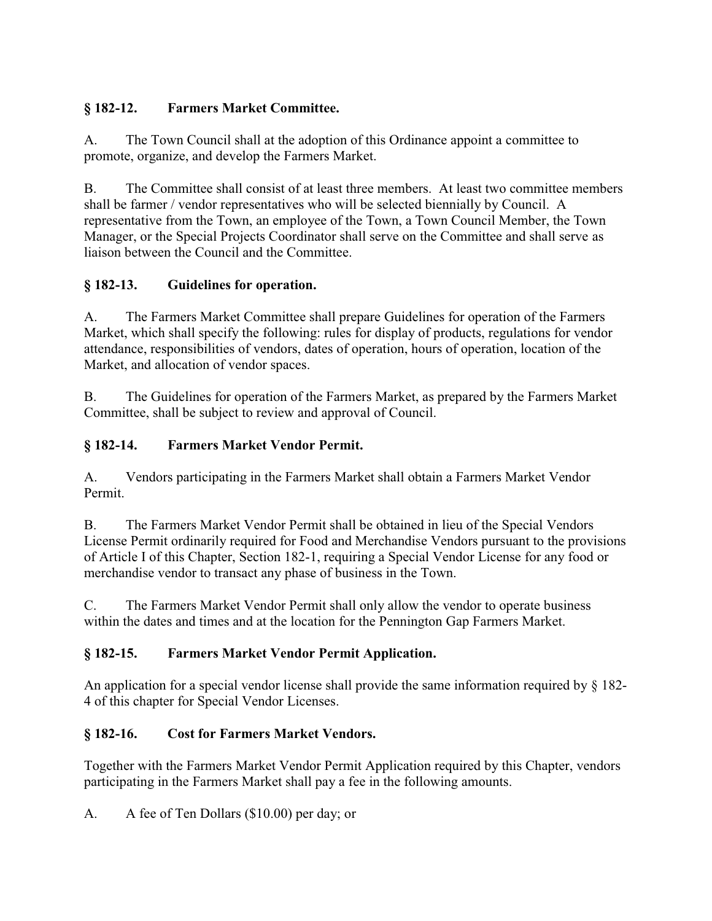**§ 182-12. Farmers Market Committee.**

A. The Town Council shall at the adoption of this Ordinance appoint a committee to promote, organize, and develop the Farmers Market.

B. The Committee shall consist of at least three members. At least two committee members shall be farmer / vendor representatives who will be selected biennially by Council. A representative from the Town, an employee of the Town, a Town Council Member, the Town Manager, or the Special Projects Coordinator shall serve on the Committee and shall serve as liaison between the Council and the Committee.

**§ 182-13. Guidelines for operation.**

A. The Farmers Market Committee shall prepare Guidelines for operation of the Farmers Market, which shall specify the following: rules for display of products, regulations for vendor attendance, responsibilities of vendors, dates of operation, hours of operation, location of the Market, and allocation of vendor spaces.

B. The Guidelines for operation of the Farmers Market, as prepared by the Farmers Market Committee, shall be subject to review and approval of Council.

**§ 182-14. Farmers Market Vendor Permit.**

A. Vendors participating in the Farmers Market shall obtain a Farmers Market Vendor Permit.

B. The Farmers Market Vendor Permit shall be obtained in lieu of the Special Vendors License Permit ordinarily required for Food and Merchandise Vendors pursuant to the provisions of Article I of this Chapter, Section 182-1, requiring a Special Vendor License for any food or merchandise vendor to transact any phase of business in the Town.

C. The Farmers Market Vendor Permit shall only allow the vendor to operate business within the dates and times and at the location for the Pennington Gap Farmers Market.

**§ 182-15. Farmers Market Vendor Permit Application.**

An application for a special vendor license shall provide the same information required by § 182-4 of this chapter for Special Vendor Licenses.

**§ 182-16. Cost for Farmers Market Vendors.**

Together with the Farmers Market Vendor Permit Application required by this Chapter, vendors participating in the Farmers Market shall pay a fee in the following amounts.

A. A fee of Ten Dollars ($10.00) per day; or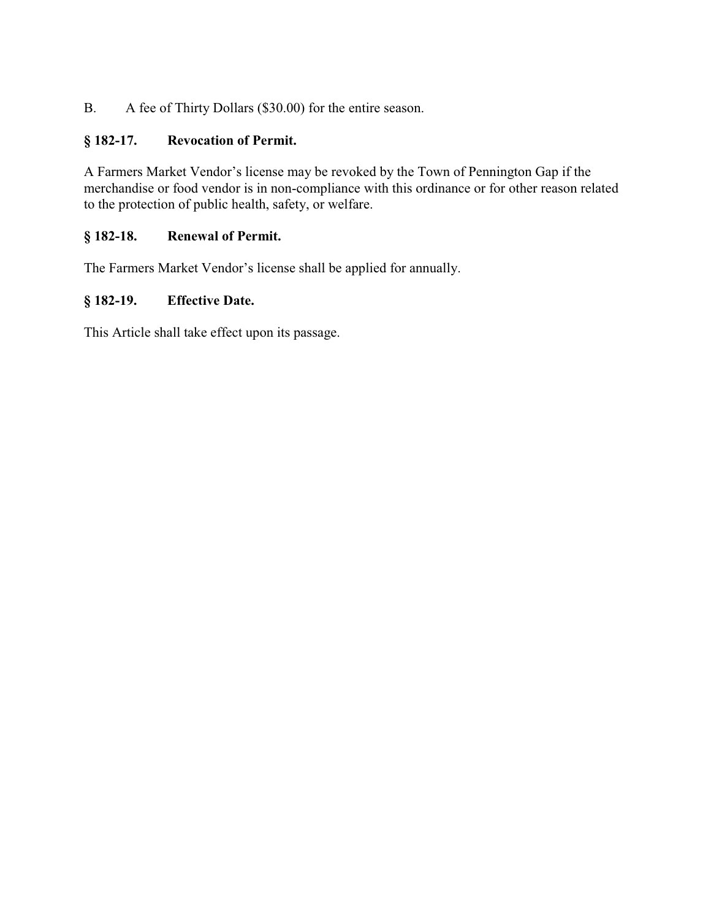B. A fee of Thirty Dollars ($30.00) for the entire season.

### § 182-17. Revocation of Permit.

A Farmers Market Vendor's license may be revoked by the Town of Pennington Gap if the merchandise or food vendor is in non-compliance with this ordinance or for other reason related to the protection of public health, safety, or welfare.

### § 182-18. Renewal of Permit.

The Farmers Market Vendor's license shall be applied for annually.

### § 182-19. Effective Date.

This Article shall take effect upon its passage.